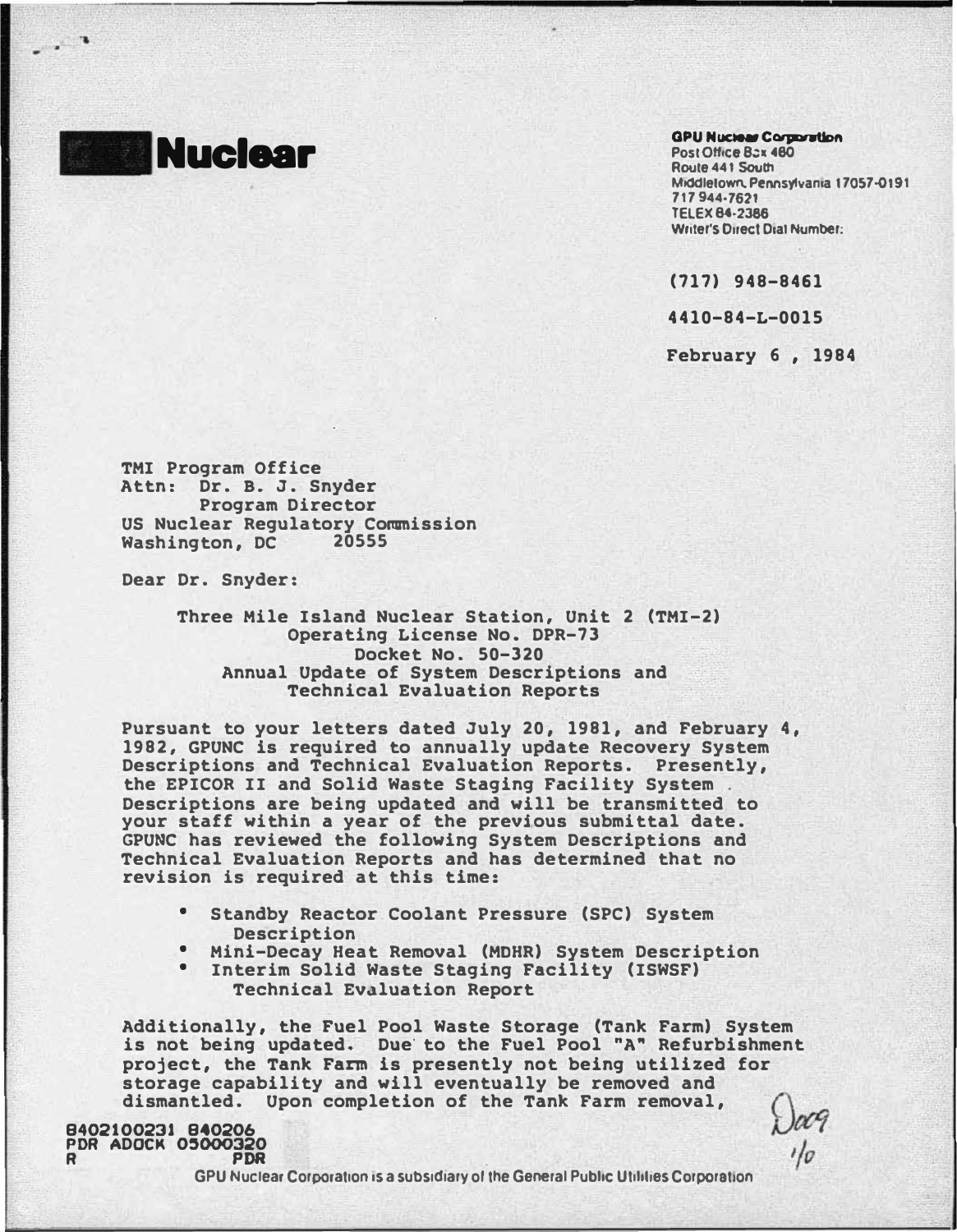**Nuclear**

**GPU Nuclear Corporation**
Post Office Box 480
Route 441 South
Middletown, Pennsylvania 17057-0191
717 944-7621
TELEX 84-2386
Writer's Direct Dial Number:

(717) 948-8461

4410-84-L-0015

February 6 , 1984

TMI Program Office
Attn: Dr. B. J. Snyder
Program Director
US Nuclear Regulatory Commission
Washington, DC 20555

Dear Dr. Snyder:

Three Mile Island Nuclear Station, Unit 2 (TMI-2)
Operating License No. DPR-73
Docket No. 50-320
Annual Update of System Descriptions and
Technical Evaluation Reports

Pursuant to your letters dated July 20, 1981, and February 4, 1982, GPUNC is required to annually update Recovery System Descriptions and Technical Evaluation Reports. Presently, the EPICOR II and Solid Waste Staging Facility System Descriptions are being updated and will be transmitted to your staff within a year of the previous submittal date. GPUNC has reviewed the following System Descriptions and Technical Evaluation Reports and has determined that no revision is required at this time:

- Standby Reactor Coolant Pressure (SPC) System Description
- Mini-Decay Heat Removal (MDHR) System Description
- Interim Solid Waste Staging Facility (ISWSF) Technical Evaluation Report

Additionally, the Fuel Pool Waste Storage (Tank Farm) System is not being updated. Due to the Fuel Pool "A" Refurbishment project, the Tank Farm is presently not being utilized for storage capability and will eventually be removed and dismantled. Upon completion of the Tank Farm removal,

8402100231 840206
PDR ADOCK 05000320
R PDR

Doo9
1/0

GPU Nuclear Corporation is a subsidiary of the General Public Utilities Corporation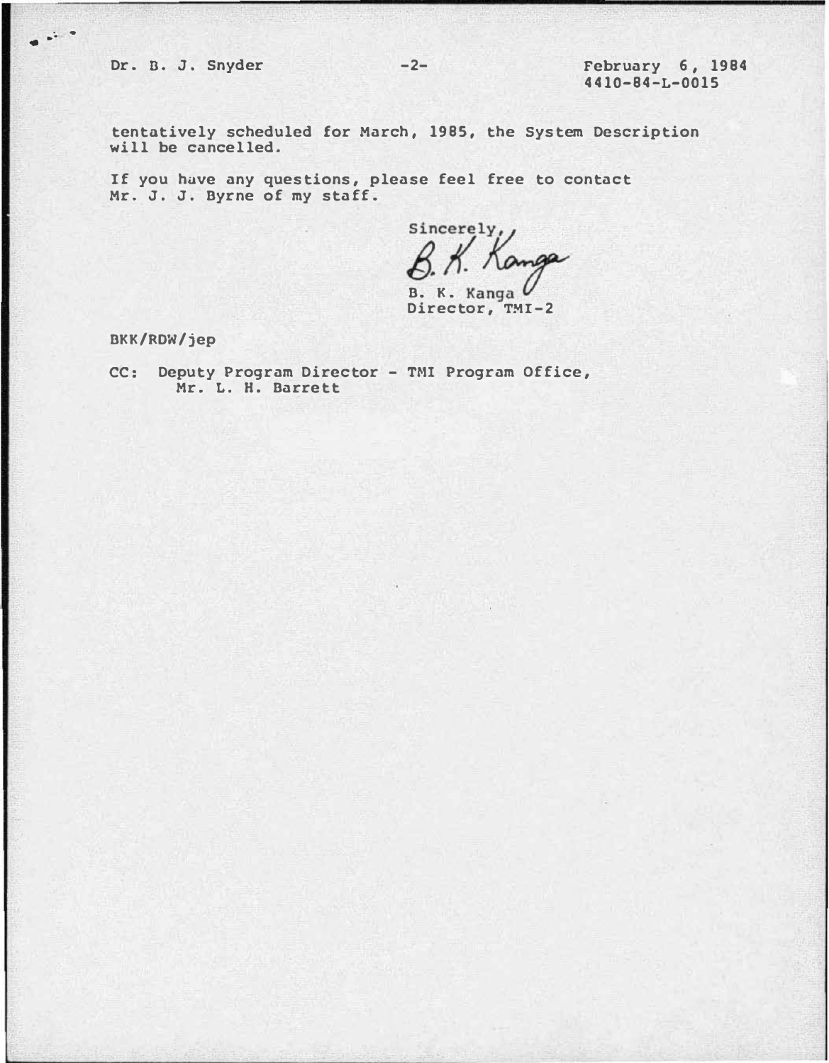tentatively scheduled for March, 1985, the System Description will be cancelled.

If you have any questions, please feel free to contact Mr. J. J. Byrne of my staff.

Sincerely,

B. K. Kanga

B. K. Kanga
Director, TMI-2

BKK/RDW/jep

CC: Deputy Program Director - TMI Program Office,
Mr. L. H. Barrett